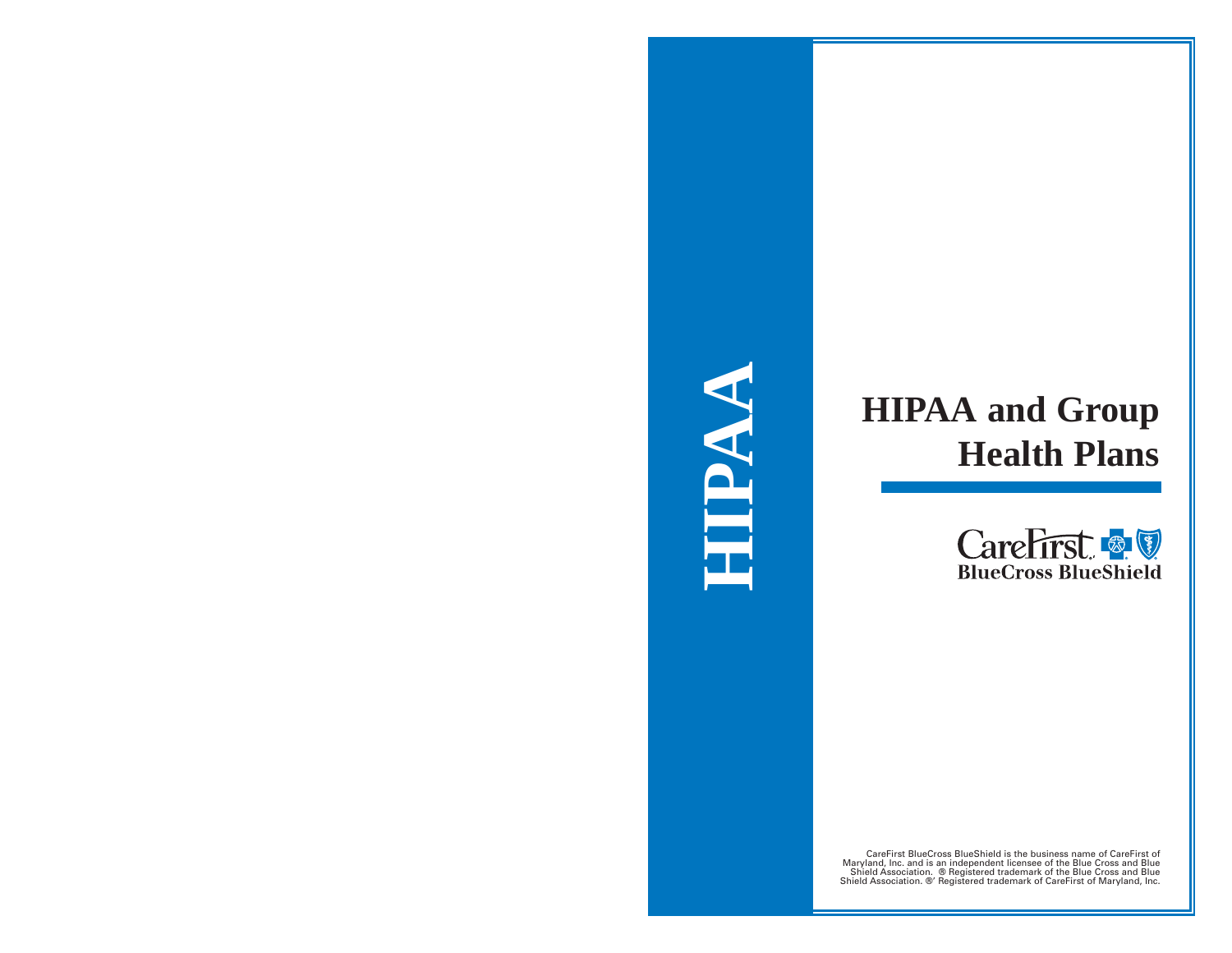HIPAA

# HIPAA and Group Health Plans

CareFirst BlueCross BlueShield

CareFirst BlueCross BlueShield is the business name of CareFirst of Maryland, Inc. and is an independent licensee of the Blue Cross and Blue Shield Association. ® Registered trademark of the Blue Cross and Blue Shield Association. ®' Registered trademark of CareFirst of Maryland, Inc.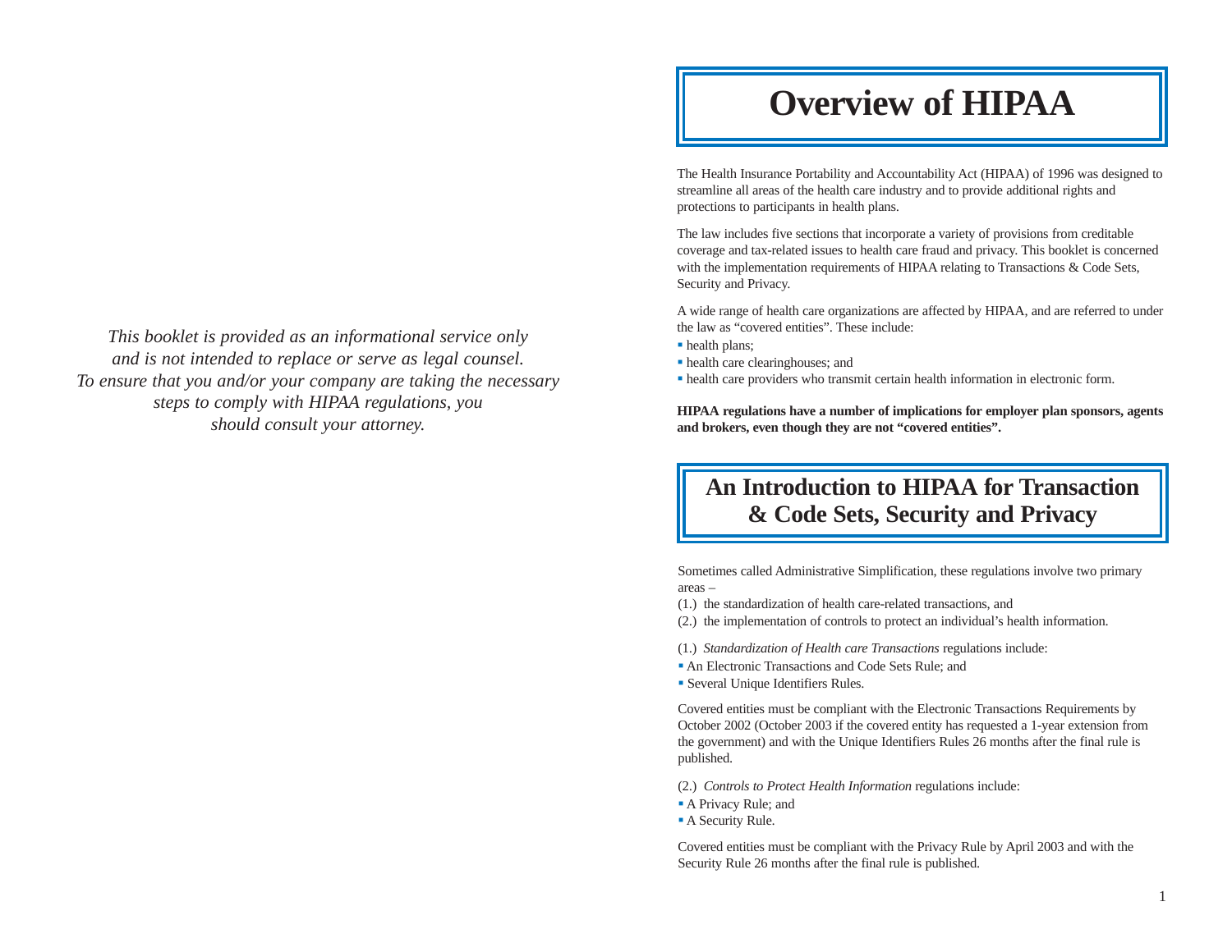*This booklet is provided as an informational service only and is not intended to replace or serve as legal counsel. To ensure that you and/or your company are taking the necessary steps to comply with HIPAA regulations, you should consult your attorney.*

# Overview of HIPAA

The Health Insurance Portability and Accountability Act (HIPAA) of 1996 was designed to streamline all areas of the health care industry and to provide additional rights and protections to participants in health plans.

The law includes five sections that incorporate a variety of provisions from creditable coverage and tax-related issues to health care fraud and privacy. This booklet is concerned with the implementation requirements of HIPAA relating to Transactions & Code Sets, Security and Privacy.

A wide range of health care organizations are affected by HIPAA, and are referred to under the law as "covered entities". These include:

- health plans;
- health care clearinghouses; and
- health care providers who transmit certain health information in electronic form.

**HIPAA regulations have a number of implications for employer plan sponsors, agents and brokers, even though they are not "covered entities".**

# An Introduction to HIPAA for Transaction & Code Sets, Security and Privacy

Sometimes called Administrative Simplification, these regulations involve two primary areas –

(1.) the standardization of health care-related transactions, and

(2.) the implementation of controls to protect an individual's health information.

(1.) *Standardization of Health care Transactions* regulations include:

- An Electronic Transactions and Code Sets Rule; and
- Several Unique Identifiers Rules.

Covered entities must be compliant with the Electronic Transactions Requirements by October 2002 (October 2003 if the covered entity has requested a 1-year extension from the government) and with the Unique Identifiers Rules 26 months after the final rule is published.

(2.) *Controls to Protect Health Information* regulations include:

- A Privacy Rule; and
- A Security Rule.

Covered entities must be compliant with the Privacy Rule by April 2003 and with the Security Rule 26 months after the final rule is published.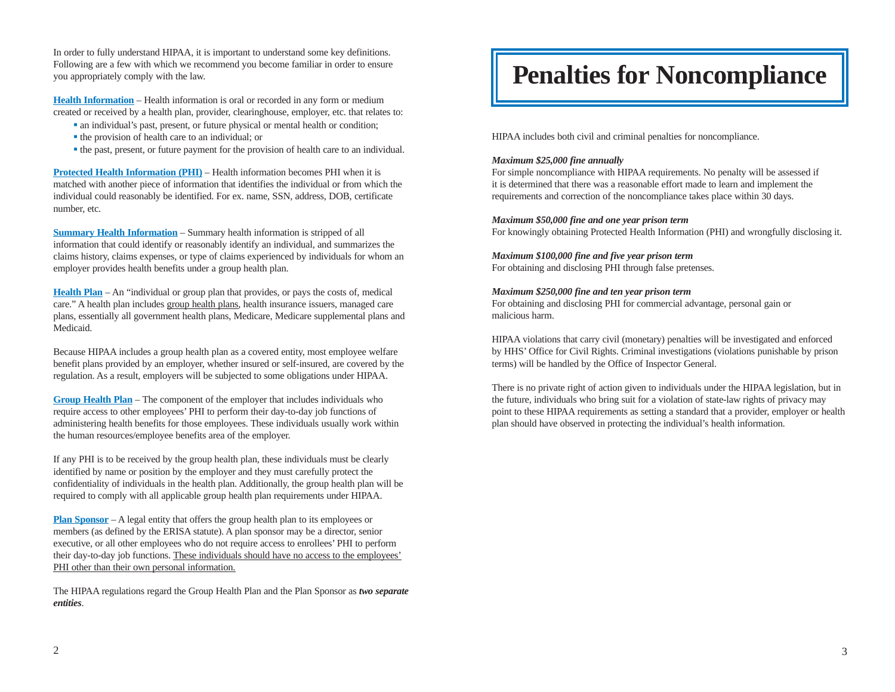In order to fully understand HIPAA, it is important to understand some key definitions. Following are a few with which we recommend you become familiar in order to ensure you appropriately comply with the law.

**Health Information** – Health information is oral or recorded in any form or medium created or received by a health plan, provider, clearinghouse, employer, etc. that relates to:

- an individual's past, present, or future physical or mental health or condition;
- the provision of health care to an individual; or
- the past, present, or future payment for the provision of health care to an individual.

**Protected Health Information (PHI)** – Health information becomes PHI when it is matched with another piece of information that identifies the individual or from which the individual could reasonably be identified. For ex. name, SSN, address, DOB, certificate number, etc.

**Summary Health Information** – Summary health information is stripped of all information that could identify or reasonably identify an individual, and summarizes the claims history, claims expenses, or type of claims experienced by individuals for whom an employer provides health benefits under a group health plan.

**Health Plan** – An "individual or group plan that provides, or pays the costs of, medical care." A health plan includes group health plans, health insurance issuers, managed care plans, essentially all government health plans, Medicare, Medicare supplemental plans and Medicaid.

Because HIPAA includes a group health plan as a covered entity, most employee welfare benefit plans provided by an employer, whether insured or self-insured, are covered by the regulation. As a result, employers will be subjected to some obligations under HIPAA.

**Group Health Plan** – The component of the employer that includes individuals who require access to other employees' PHI to perform their day-to-day job functions of administering health benefits for those employees. These individuals usually work within the human resources/employee benefits area of the employer.

If any PHI is to be received by the group health plan, these individuals must be clearly identified by name or position by the employer and they must carefully protect the confidentiality of individuals in the health plan. Additionally, the group health plan will be required to comply with all applicable group health plan requirements under HIPAA.

**Plan Sponsor** – A legal entity that offers the group health plan to its employees or members (as defined by the ERISA statute). A plan sponsor may be a director, senior executive, or all other employees who do not require access to enrollees' PHI to perform their day-to-day job functions. These individuals should have no access to the employees' PHI other than their own personal information.

The HIPAA regulations regard the Group Health Plan and the Plan Sponsor as ***two separate entities***.

# Penalties for Noncompliance

HIPAA includes both civil and criminal penalties for noncompliance.

***Maximum $25,000 fine annually***
For simple noncompliance with HIPAA requirements. No penalty will be assessed if it is determined that there was a reasonable effort made to learn and implement the requirements and correction of the noncompliance takes place within 30 days.

***Maximum $50,000 fine and one year prison term***
For knowingly obtaining Protected Health Information (PHI) and wrongfully disclosing it.

***Maximum $100,000 fine and five year prison term***
For obtaining and disclosing PHI through false pretenses.

***Maximum $250,000 fine and ten year prison term***
For obtaining and disclosing PHI for commercial advantage, personal gain or malicious harm.

HIPAA violations that carry civil (monetary) penalties will be investigated and enforced by HHS' Office for Civil Rights. Criminal investigations (violations punishable by prison terms) will be handled by the Office of Inspector General.

There is no private right of action given to individuals under the HIPAA legislation, but in the future, individuals who bring suit for a violation of state-law rights of privacy may point to these HIPAA requirements as setting a standard that a provider, employer or health plan should have observed in protecting the individual's health information.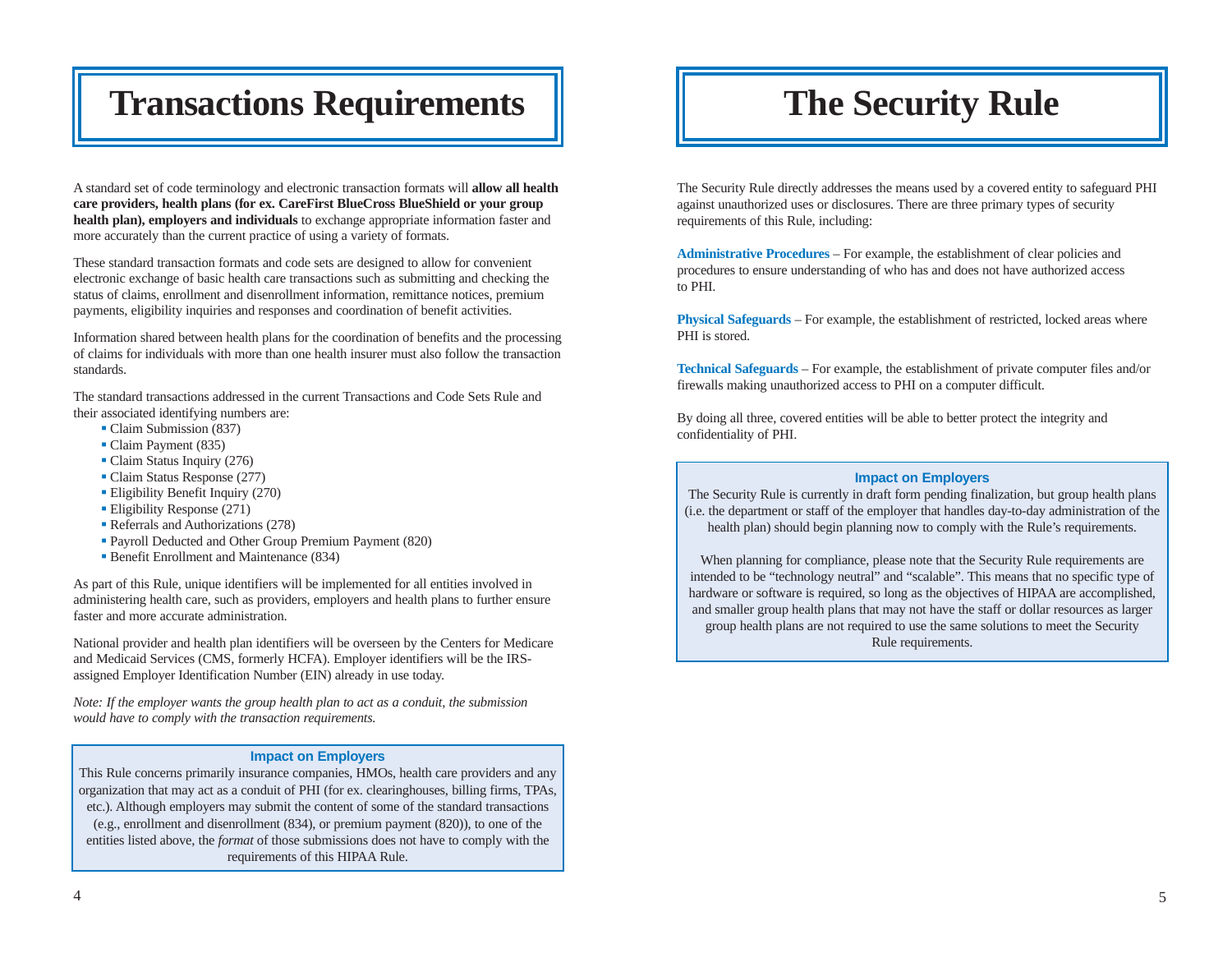# Transactions Requirements

A standard set of code terminology and electronic transaction formats will **allow all health care providers, health plans (for ex. CareFirst BlueCross BlueShield or your group health plan), employers and individuals** to exchange appropriate information faster and more accurately than the current practice of using a variety of formats.

These standard transaction formats and code sets are designed to allow for convenient electronic exchange of basic health care transactions such as submitting and checking the status of claims, enrollment and disenrollment information, remittance notices, premium payments, eligibility inquiries and responses and coordination of benefit activities.

Information shared between health plans for the coordination of benefits and the processing of claims for individuals with more than one health insurer must also follow the transaction standards.

The standard transactions addressed in the current Transactions and Code Sets Rule and their associated identifying numbers are:

- Claim Submission (837)
- Claim Payment (835)
- Claim Status Inquiry (276)
- Claim Status Response (277)
- Eligibility Benefit Inquiry (270)
- Eligibility Response (271)
- Referrals and Authorizations (278)
- Payroll Deducted and Other Group Premium Payment (820)
- Benefit Enrollment and Maintenance (834)

As part of this Rule, unique identifiers will be implemented for all entities involved in administering health care, such as providers, employers and health plans to further ensure faster and more accurate administration.

National provider and health plan identifiers will be overseen by the Centers for Medicare and Medicaid Services (CMS, formerly HCFA). Employer identifiers will be the IRS-assigned Employer Identification Number (EIN) already in use today.

*Note: If the employer wants the group health plan to act as a conduit, the submission would have to comply with the transaction requirements.*

**Impact on Employers**

This Rule concerns primarily insurance companies, HMOs, health care providers and any organization that may act as a conduit of PHI (for ex. clearinghouses, billing firms, TPAs, etc.). Although employers may submit the content of some of the standard transactions (e.g., enrollment and disenrollment (834), or premium payment (820)), to one of the entities listed above, the *format* of those submissions does not have to comply with the requirements of this HIPAA Rule.

# The Security Rule

The Security Rule directly addresses the means used by a covered entity to safeguard PHI against unauthorized uses or disclosures. There are three primary types of security requirements of this Rule, including:

**Administrative Procedures** – For example, the establishment of clear policies and procedures to ensure understanding of who has and does not have authorized access to PHI.

**Physical Safeguards** – For example, the establishment of restricted, locked areas where PHI is stored.

**Technical Safeguards** – For example, the establishment of private computer files and/or firewalls making unauthorized access to PHI on a computer difficult.

By doing all three, covered entities will be able to better protect the integrity and confidentiality of PHI.

**Impact on Employers**

The Security Rule is currently in draft form pending finalization, but group health plans (i.e. the department or staff of the employer that handles day-to-day administration of the health plan) should begin planning now to comply with the Rule's requirements.

When planning for compliance, please note that the Security Rule requirements are intended to be "technology neutral" and "scalable". This means that no specific type of hardware or software is required, so long as the objectives of HIPAA are accomplished, and smaller group health plans that may not have the staff or dollar resources as larger group health plans are not required to use the same solutions to meet the Security Rule requirements.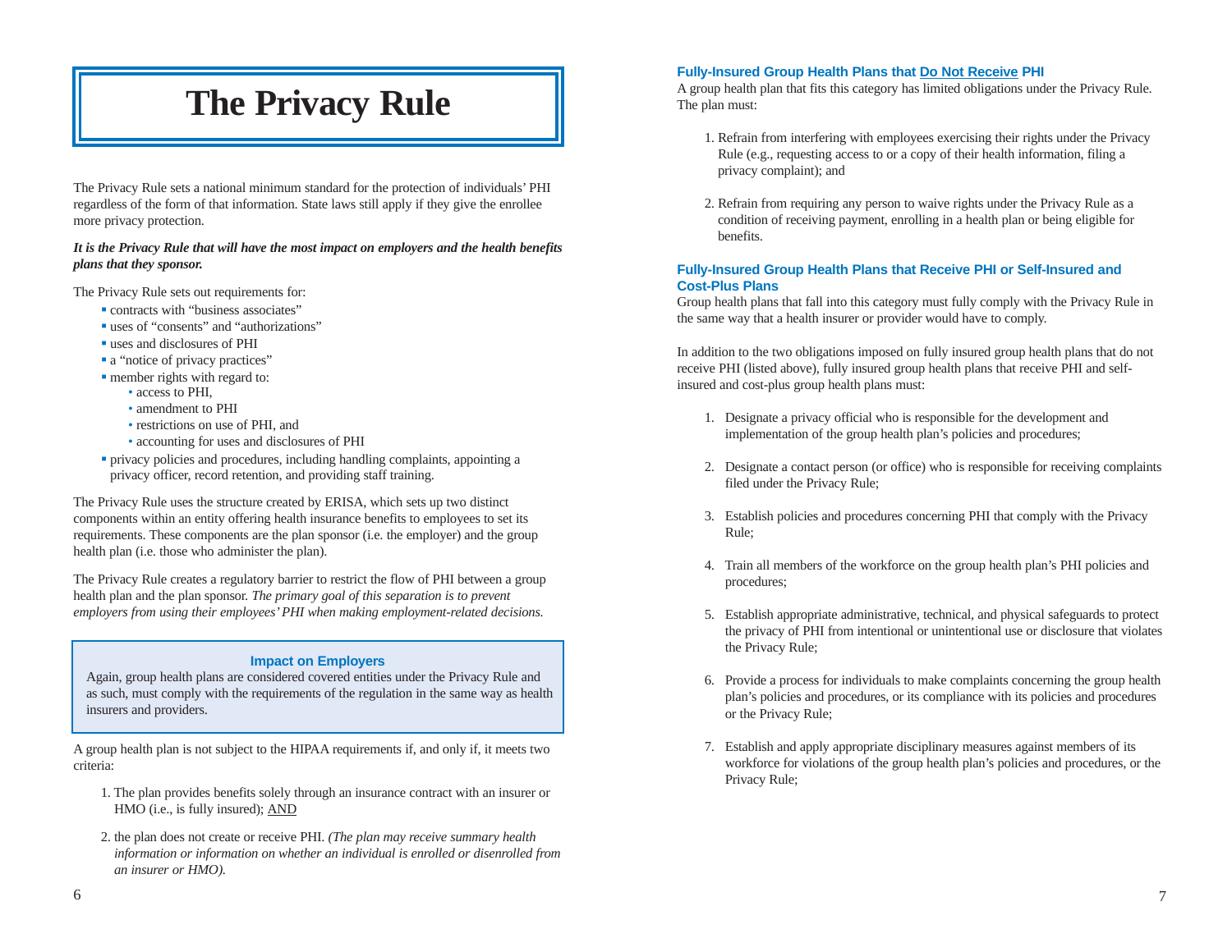# The Privacy Rule

The Privacy Rule sets a national minimum standard for the protection of individuals' PHI regardless of the form of that information. State laws still apply if they give the enrollee more privacy protection.

***It is the Privacy Rule that will have the most impact on employers and the health benefits plans that they sponsor.***

The Privacy Rule sets out requirements for:

- contracts with "business associates"
- uses of "consents" and "authorizations"
- uses and disclosures of PHI
- a "notice of privacy practices"
- member rights with regard to:
  - access to PHI,
  - amendment to PHI
  - restrictions on use of PHI, and
  - accounting for uses and disclosures of PHI
- privacy policies and procedures, including handling complaints, appointing a privacy officer, record retention, and providing staff training.

The Privacy Rule uses the structure created by ERISA, which sets up two distinct components within an entity offering health insurance benefits to employees to set its requirements. These components are the plan sponsor (i.e. the employer) and the group health plan (i.e. those who administer the plan).

The Privacy Rule creates a regulatory barrier to restrict the flow of PHI between a group health plan and the plan sponsor. *The primary goal of this separation is to prevent employers from using their employees' PHI when making employment-related decisions.*

> **Impact on Employers**
>
> Again, group health plans are considered covered entities under the Privacy Rule and as such, must comply with the requirements of the regulation in the same way as health insurers and providers.

A group health plan is not subject to the HIPAA requirements if, and only if, it meets two criteria:

1. The plan provides benefits solely through an insurance contract with an insurer or HMO (i.e., is fully insured); AND
2. the plan does not create or receive PHI. *(The plan may receive summary health information or information on whether an individual is enrolled or disenrolled from an insurer or HMO).*

### Fully-Insured Group Health Plans that Do Not Receive PHI

A group health plan that fits this category has limited obligations under the Privacy Rule. The plan must:

1. Refrain from interfering with employees exercising their rights under the Privacy Rule (e.g., requesting access to or a copy of their health information, filing a privacy complaint); and
2. Refrain from requiring any person to waive rights under the Privacy Rule as a condition of receiving payment, enrolling in a health plan or being eligible for benefits.

### Fully-Insured Group Health Plans that Receive PHI or Self-Insured and Cost-Plus Plans

Group health plans that fall into this category must fully comply with the Privacy Rule in the same way that a health insurer or provider would have to comply.

In addition to the two obligations imposed on fully insured group health plans that do not receive PHI (listed above), fully insured group health plans that receive PHI and self-insured and cost-plus group health plans must:

1. Designate a privacy official who is responsible for the development and implementation of the group health plan's policies and procedures;
2. Designate a contact person (or office) who is responsible for receiving complaints filed under the Privacy Rule;
3. Establish policies and procedures concerning PHI that comply with the Privacy Rule;
4. Train all members of the workforce on the group health plan's PHI policies and procedures;
5. Establish appropriate administrative, technical, and physical safeguards to protect the privacy of PHI from intentional or unintentional use or disclosure that violates the Privacy Rule;
6. Provide a process for individuals to make complaints concerning the group health plan's policies and procedures, or its compliance with its policies and procedures or the Privacy Rule;
7. Establish and apply appropriate disciplinary measures against members of its workforce for violations of the group health plan's policies and procedures, or the Privacy Rule;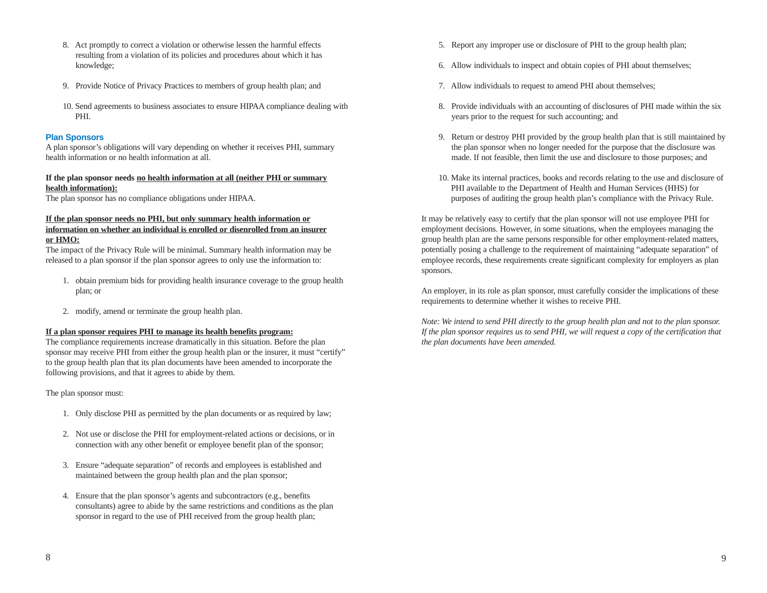8. Act promptly to correct a violation or otherwise lessen the harmful effects resulting from a violation of its policies and procedures about which it has knowledge;

9. Provide Notice of Privacy Practices to members of group health plan; and

10. Send agreements to business associates to ensure HIPAA compliance dealing with PHI.

### Plan Sponsors

A plan sponsor's obligations will vary depending on whether it receives PHI, summary health information or no health information at all.

**If the plan sponsor needs <u>no health information at all (neither PHI or summary health information):</u>**
The plan sponsor has no compliance obligations under HIPAA.

**<u>If the plan sponsor needs no PHI, but only summary health information or information on whether an individual is enrolled or disenrolled from an insurer or HMO:</u>**
The impact of the Privacy Rule will be minimal. Summary health information may be released to a plan sponsor if the plan sponsor agrees to only use the information to:

1. obtain premium bids for providing health insurance coverage to the group health plan; or

2. modify, amend or terminate the group health plan.

**<u>If a plan sponsor requires PHI to manage its health benefits program:</u>**
The compliance requirements increase dramatically in this situation. Before the plan sponsor may receive PHI from either the group health plan or the insurer, it must "certify" to the group health plan that its plan documents have been amended to incorporate the following provisions, and that it agrees to abide by them.

The plan sponsor must:

1. Only disclose PHI as permitted by the plan documents or as required by law;

2. Not use or disclose the PHI for employment-related actions or decisions, or in connection with any other benefit or employee benefit plan of the sponsor;

3. Ensure "adequate separation" of records and employees is established and maintained between the group health plan and the plan sponsor;

4. Ensure that the plan sponsor's agents and subcontractors (e.g., benefits consultants) agree to abide by the same restrictions and conditions as the plan sponsor in regard to the use of PHI received from the group health plan;

5. Report any improper use or disclosure of PHI to the group health plan;

6. Allow individuals to inspect and obtain copies of PHI about themselves;

7. Allow individuals to request to amend PHI about themselves;

8. Provide individuals with an accounting of disclosures of PHI made within the six years prior to the request for such accounting; and

9. Return or destroy PHI provided by the group health plan that is still maintained by the plan sponsor when no longer needed for the purpose that the disclosure was made. If not feasible, then limit the use and disclosure to those purposes; and

10. Make its internal practices, books and records relating to the use and disclosure of PHI available to the Department of Health and Human Services (HHS) for purposes of auditing the group health plan's compliance with the Privacy Rule.

It may be relatively easy to certify that the plan sponsor will not use employee PHI for employment decisions. However, in some situations, when the employees managing the group health plan are the same persons responsible for other employment-related matters, potentially posing a challenge to the requirement of maintaining "adequate separation" of employee records, these requirements create significant complexity for employers as plan sponsors.

An employer, in its role as plan sponsor, must carefully consider the implications of these requirements to determine whether it wishes to receive PHI.

*Note: We intend to send PHI directly to the group health plan and not to the plan sponsor. If the plan sponsor requires us to send PHI, we will request a copy of the certification that the plan documents have been amended.*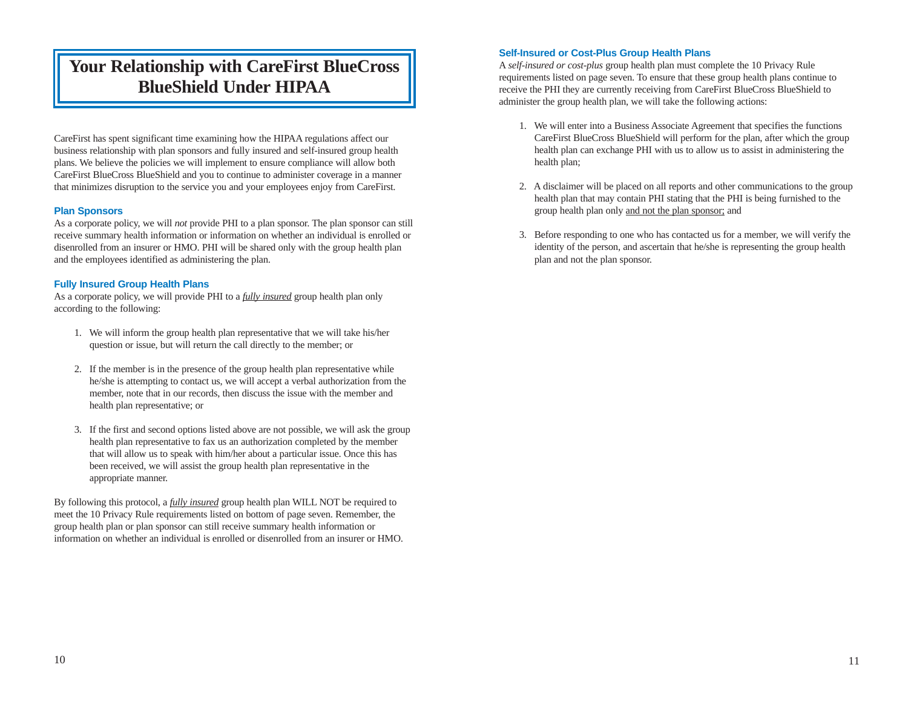# Your Relationship with CareFirst BlueCross BlueShield Under HIPAA

CareFirst has spent significant time examining how the HIPAA regulations affect our business relationship with plan sponsors and fully insured and self-insured group health plans. We believe the policies we will implement to ensure compliance will allow both CareFirst BlueCross BlueShield and you to continue to administer coverage in a manner that minimizes disruption to the service you and your employees enjoy from CareFirst.

### Plan Sponsors

As a corporate policy, we will *not* provide PHI to a plan sponsor. The plan sponsor can still receive summary health information or information on whether an individual is enrolled or disenrolled from an insurer or HMO. PHI will be shared only with the group health plan and the employees identified as administering the plan.

### Fully Insured Group Health Plans

As a corporate policy, we will provide PHI to a <u>*fully insured*</u> group health plan only according to the following:

1. We will inform the group health plan representative that we will take his/her question or issue, but will return the call directly to the member; or

2. If the member is in the presence of the group health plan representative while he/she is attempting to contact us, we will accept a verbal authorization from the member, note that in our records, then discuss the issue with the member and health plan representative; or

3. If the first and second options listed above are not possible, we will ask the group health plan representative to fax us an authorization completed by the member that will allow us to speak with him/her about a particular issue. Once this has been received, we will assist the group health plan representative in the appropriate manner.

By following this protocol, a <u>*fully insured*</u> group health plan WILL NOT be required to meet the 10 Privacy Rule requirements listed on bottom of page seven. Remember, the group health plan or plan sponsor can still receive summary health information or information on whether an individual is enrolled or disenrolled from an insurer or HMO.

### Self-Insured or Cost-Plus Group Health Plans

A *self-insured or cost-plus* group health plan must complete the 10 Privacy Rule requirements listed on page seven. To ensure that these group health plans continue to receive the PHI they are currently receiving from CareFirst BlueCross BlueShield to administer the group health plan, we will take the following actions:

1. We will enter into a Business Associate Agreement that specifies the functions CareFirst BlueCross BlueShield will perform for the plan, after which the group health plan can exchange PHI with us to allow us to assist in administering the health plan;

2. A disclaimer will be placed on all reports and other communications to the group health plan that may contain PHI stating that the PHI is being furnished to the group health plan only <u>and not the plan sponsor;</u> and

3. Before responding to one who has contacted us for a member, we will verify the identity of the person, and ascertain that he/she is representing the group health plan and not the plan sponsor.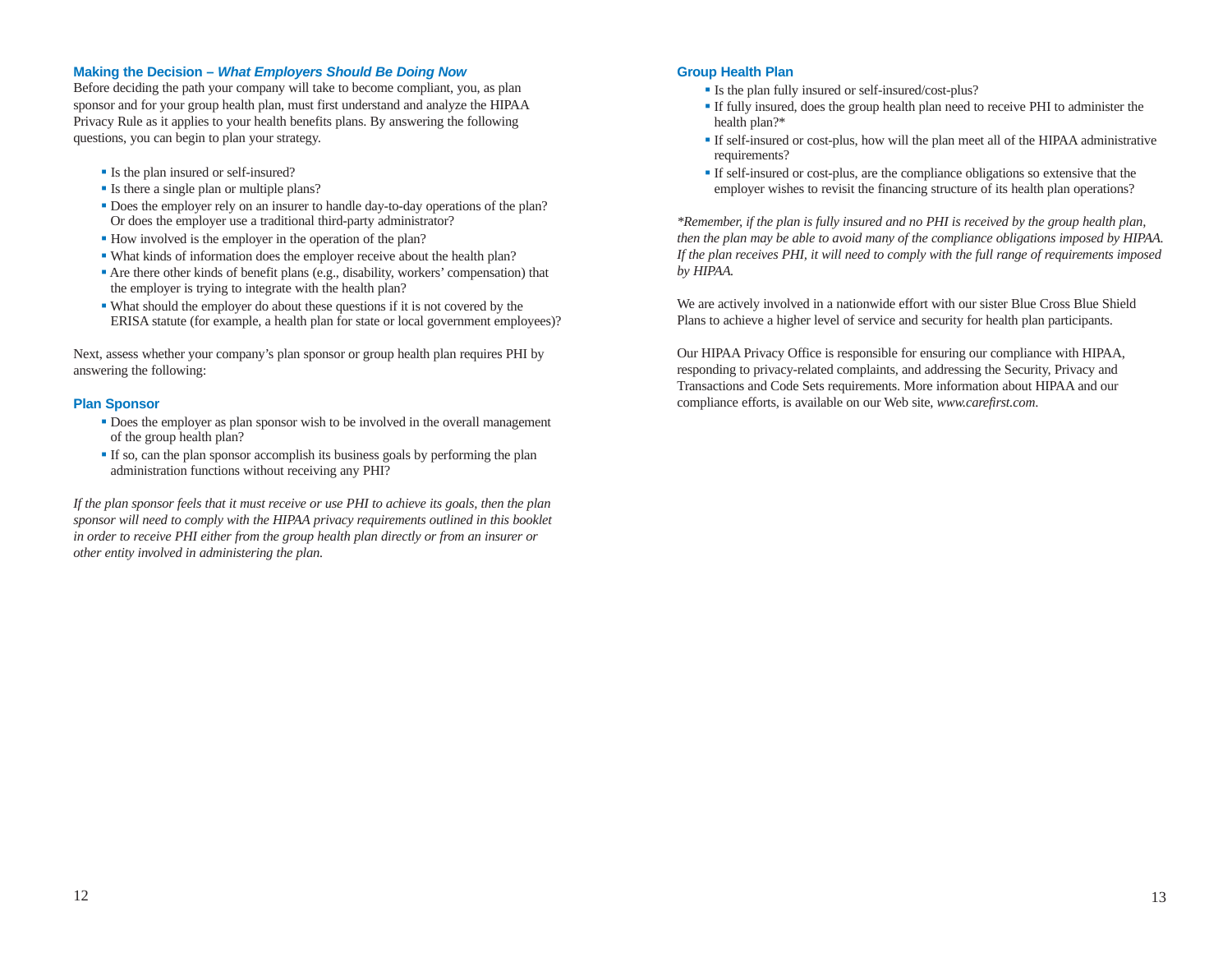## Making the Decision – *What Employers Should Be Doing Now*

Before deciding the path your company will take to become compliant, you, as plan sponsor and for your group health plan, must first understand and analyze the HIPAA Privacy Rule as it applies to your health benefits plans. By answering the following questions, you can begin to plan your strategy.

- Is the plan insured or self-insured?
- Is there a single plan or multiple plans?
- Does the employer rely on an insurer to handle day-to-day operations of the plan? Or does the employer use a traditional third-party administrator?
- How involved is the employer in the operation of the plan?
- What kinds of information does the employer receive about the health plan?
- Are there other kinds of benefit plans (e.g., disability, workers' compensation) that the employer is trying to integrate with the health plan?
- What should the employer do about these questions if it is not covered by the ERISA statute (for example, a health plan for state or local government employees)?

Next, assess whether your company's plan sponsor or group health plan requires PHI by answering the following:

### Plan Sponsor

- Does the employer as plan sponsor wish to be involved in the overall management of the group health plan?
- If so, can the plan sponsor accomplish its business goals by performing the plan administration functions without receiving any PHI?

*If the plan sponsor feels that it must receive or use PHI to achieve its goals, then the plan sponsor will need to comply with the HIPAA privacy requirements outlined in this booklet in order to receive PHI either from the group health plan directly or from an insurer or other entity involved in administering the plan.*

### Group Health Plan

- Is the plan fully insured or self-insured/cost-plus?
- If fully insured, does the group health plan need to receive PHI to administer the health plan?*
- If self-insured or cost-plus, how will the plan meet all of the HIPAA administrative requirements?
- If self-insured or cost-plus, are the compliance obligations so extensive that the employer wishes to revisit the financing structure of its health plan operations?

*\*Remember, if the plan is fully insured and no PHI is received by the group health plan, then the plan may be able to avoid many of the compliance obligations imposed by HIPAA. If the plan receives PHI, it will need to comply with the full range of requirements imposed by HIPAA.*

We are actively involved in a nationwide effort with our sister Blue Cross Blue Shield Plans to achieve a higher level of service and security for health plan participants.

Our HIPAA Privacy Office is responsible for ensuring our compliance with HIPAA, responding to privacy-related complaints, and addressing the Security, Privacy and Transactions and Code Sets requirements. More information about HIPAA and our compliance efforts, is available on our Web site, *www.carefirst.com*.